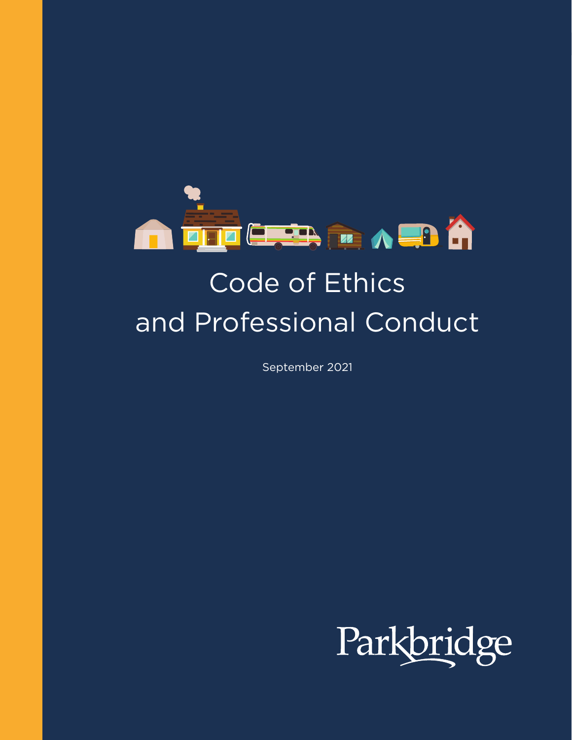# Code of Ethics and Professional Conduct

September 2021

Parkbridge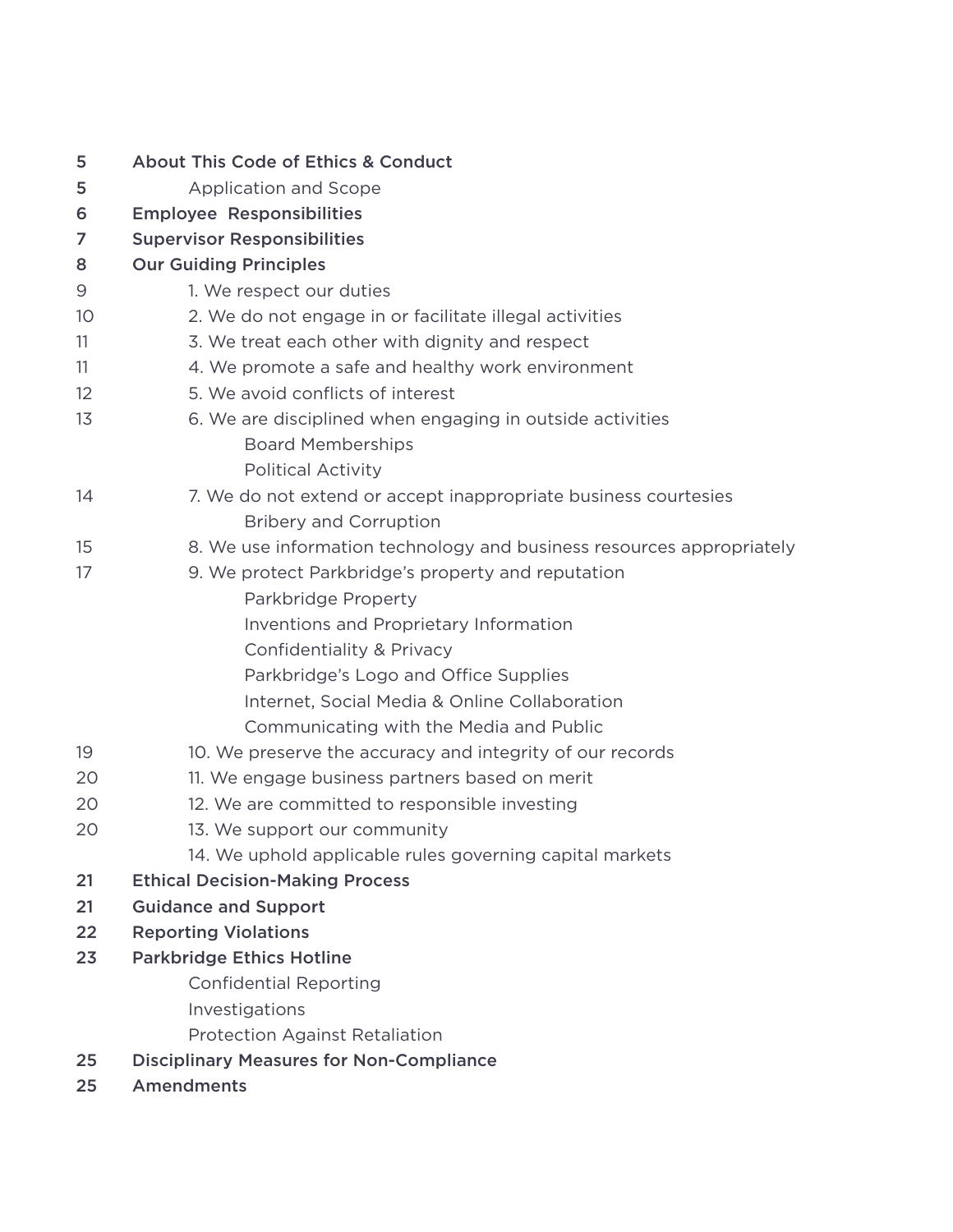| Page | Section |
| --- | --- |
| 5 | **About This Code of Ethics & Conduct** |
| 5 | Application and Scope |
| 6 | **Employee Responsibilities** |
| 7 | **Supervisor Responsibilities** |
| 8 | **Our Guiding Principles** |
| 9 | 1. We respect our duties |
| 10 | 2. We do not engage in or facilitate illegal activities |
| 11 | 3. We treat each other with dignity and respect |
| 11 | 4. We promote a safe and healthy work environment |
| 12 | 5. We avoid conflicts of interest |
| 13 | 6. We are disciplined when engaging in outside activities |
| | Board Memberships |
| | Political Activity |
| 14 | 7. We do not extend or accept inappropriate business courtesies |
| | Bribery and Corruption |
| 15 | 8. We use information technology and business resources appropriately |
| 17 | 9. We protect Parkbridge's property and reputation |
| | Parkbridge Property |
| | Inventions and Proprietary Information |
| | Confidentiality & Privacy |
| | Parkbridge's Logo and Office Supplies |
| | Internet, Social Media & Online Collaboration |
| | Communicating with the Media and Public |
| 19 | 10. We preserve the accuracy and integrity of our records |
| 20 | 11. We engage business partners based on merit |
| 20 | 12. We are committed to responsible investing |
| 20 | 13. We support our community |
| | 14. We uphold applicable rules governing capital markets |
| 21 | **Ethical Decision-Making Process** |
| 21 | **Guidance and Support** |
| 22 | **Reporting Violations** |
| 23 | **Parkbridge Ethics Hotline** |
| | Confidential Reporting |
| | Investigations |
| | Protection Against Retaliation |
| 25 | **Disciplinary Measures for Non-Compliance** |
| 25 | **Amendments** |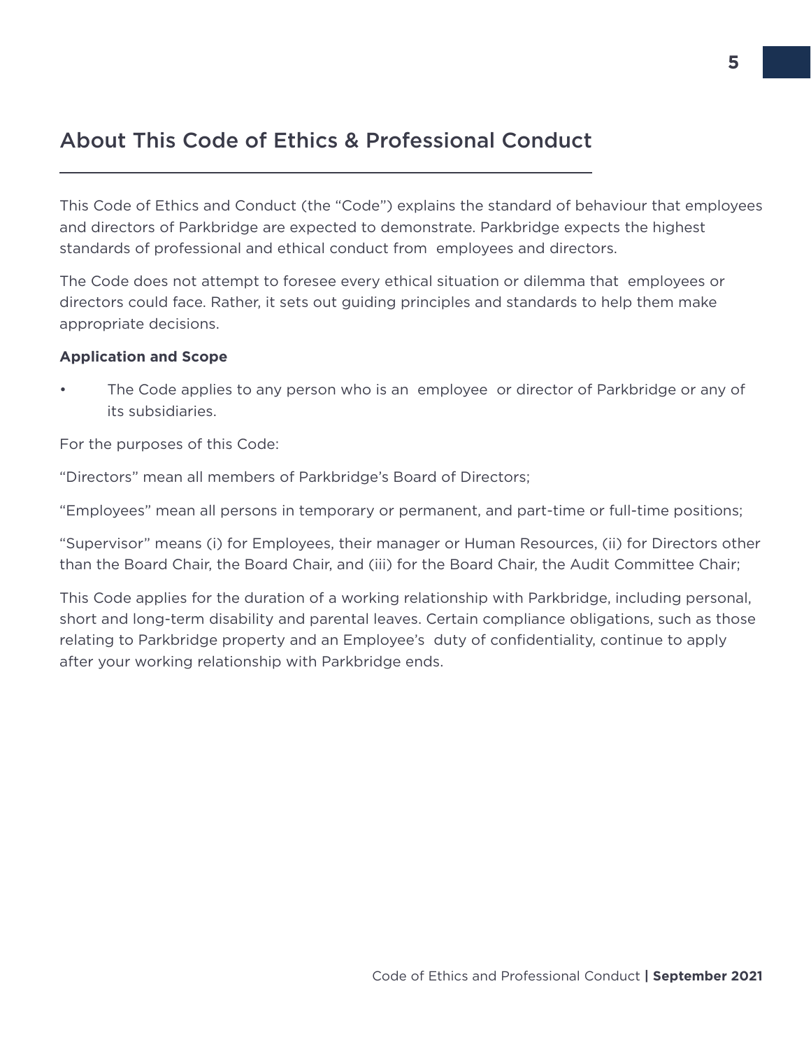## About This Code of Ethics & Professional Conduct

This Code of Ethics and Conduct (the "Code") explains the standard of behaviour that employees and directors of Parkbridge are expected to demonstrate. Parkbridge expects the highest standards of professional and ethical conduct from employees and directors.

The Code does not attempt to foresee every ethical situation or dilemma that employees or directors could face. Rather, it sets out guiding principles and standards to help them make appropriate decisions.

**Application and Scope**

- The Code applies to any person who is an employee or director of Parkbridge or any of its subsidiaries.

For the purposes of this Code:

"Directors" mean all members of Parkbridge's Board of Directors;

"Employees" mean all persons in temporary or permanent, and part-time or full-time positions;

"Supervisor" means (i) for Employees, their manager or Human Resources, (ii) for Directors other than the Board Chair, the Board Chair, and (iii) for the Board Chair, the Audit Committee Chair;

This Code applies for the duration of a working relationship with Parkbridge, including personal, short and long-term disability and parental leaves. Certain compliance obligations, such as those relating to Parkbridge property and an Employee's duty of confidentiality, continue to apply after your working relationship with Parkbridge ends.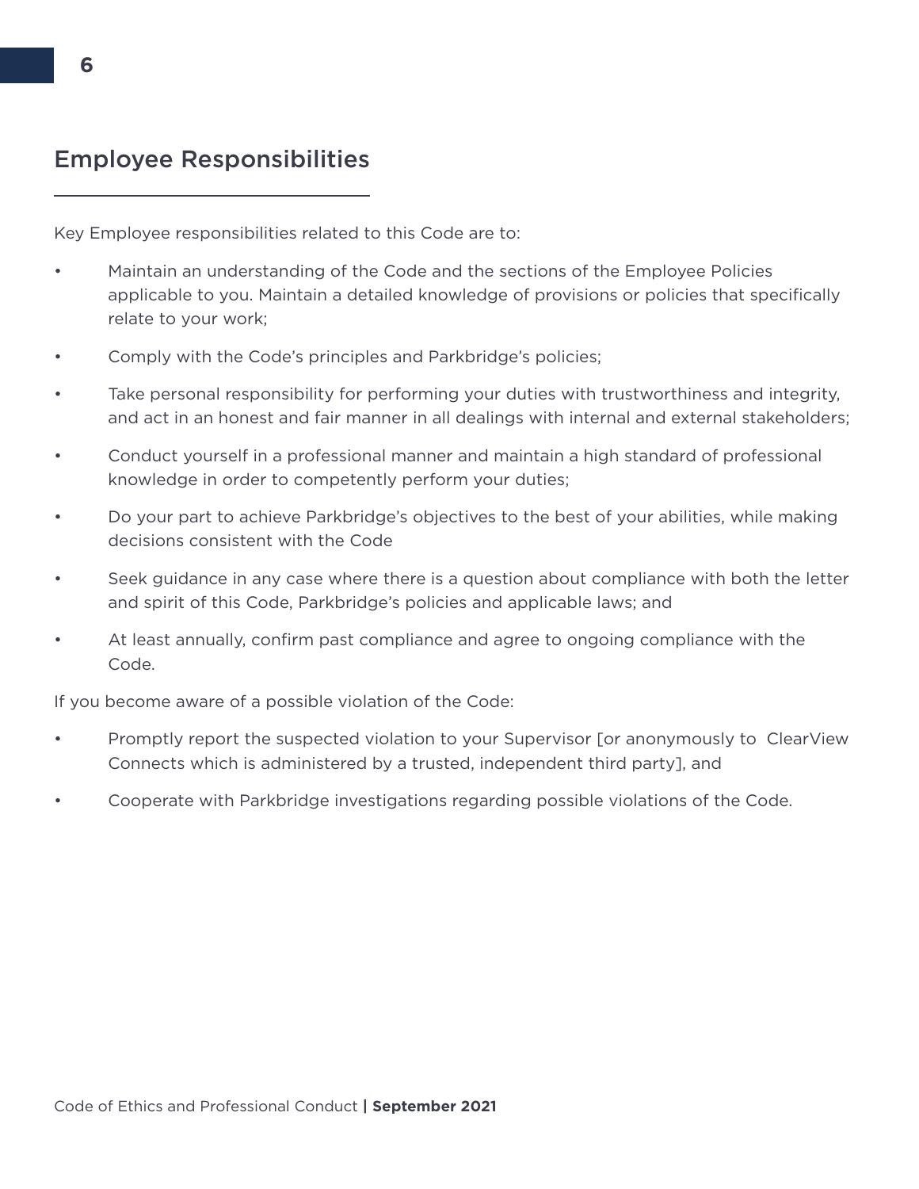## Employee Responsibilities

Key Employee responsibilities related to this Code are to:

- Maintain an understanding of the Code and the sections of the Employee Policies applicable to you. Maintain a detailed knowledge of provisions or policies that specifically relate to your work;
- Comply with the Code's principles and Parkbridge's policies;
- Take personal responsibility for performing your duties with trustworthiness and integrity, and act in an honest and fair manner in all dealings with internal and external stakeholders;
- Conduct yourself in a professional manner and maintain a high standard of professional knowledge in order to competently perform your duties;
- Do your part to achieve Parkbridge's objectives to the best of your abilities, while making decisions consistent with the Code
- Seek guidance in any case where there is a question about compliance with both the letter and spirit of this Code, Parkbridge's policies and applicable laws; and
- At least annually, confirm past compliance and agree to ongoing compliance with the Code.

If you become aware of a possible violation of the Code:

- Promptly report the suspected violation to your Supervisor [or anonymously to ClearView Connects which is administered by a trusted, independent third party], and
- Cooperate with Parkbridge investigations regarding possible violations of the Code.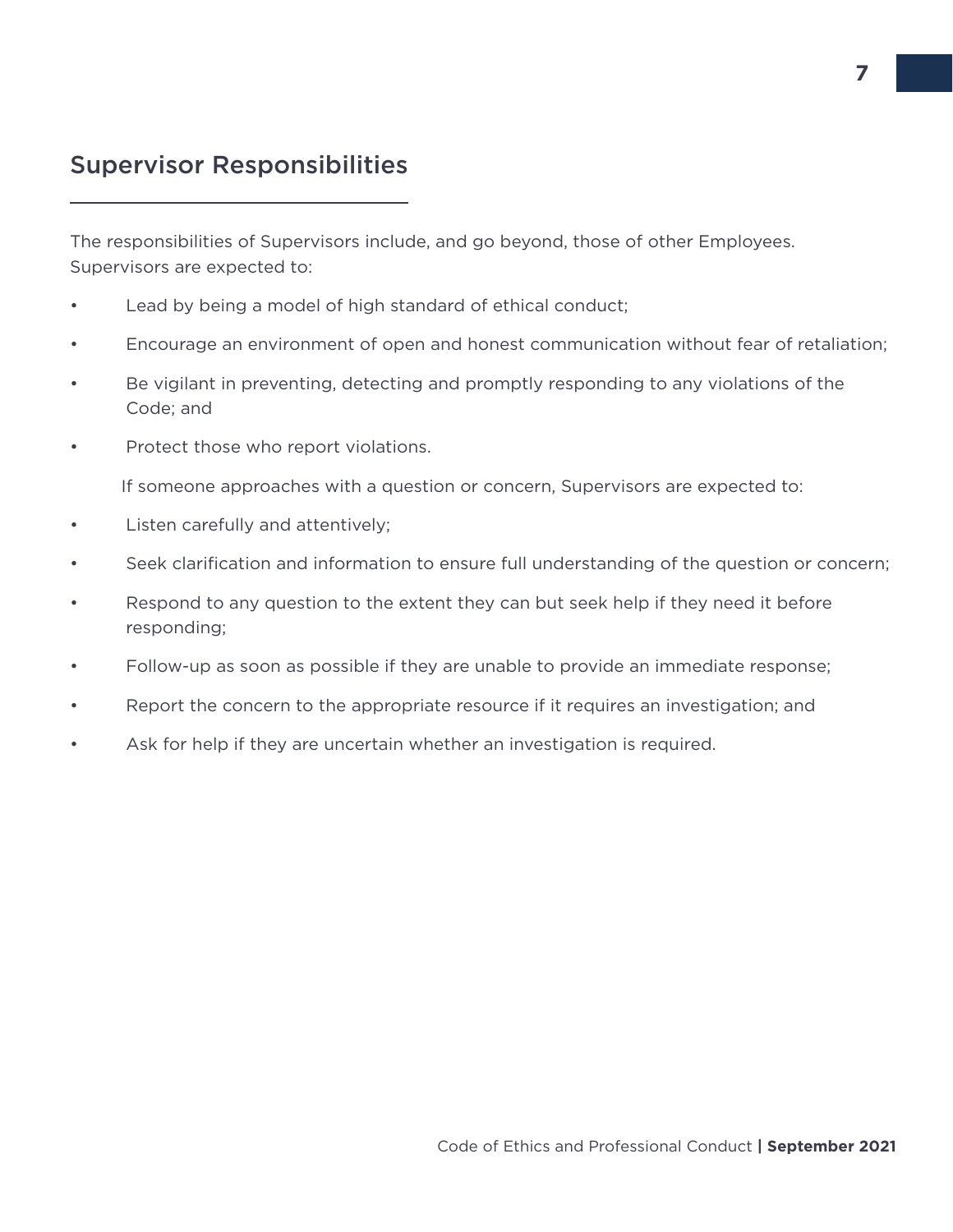## Supervisor Responsibilities

The responsibilities of Supervisors include, and go beyond, those of other Employees. Supervisors are expected to:

- Lead by being a model of high standard of ethical conduct;
- Encourage an environment of open and honest communication without fear of retaliation;
- Be vigilant in preventing, detecting and promptly responding to any violations of the Code; and
- Protect those who report violations.

If someone approaches with a question or concern, Supervisors are expected to:

- Listen carefully and attentively;
- Seek clarification and information to ensure full understanding of the question or concern;
- Respond to any question to the extent they can but seek help if they need it before responding;
- Follow-up as soon as possible if they are unable to provide an immediate response;
- Report the concern to the appropriate resource if it requires an investigation; and
- Ask for help if they are uncertain whether an investigation is required.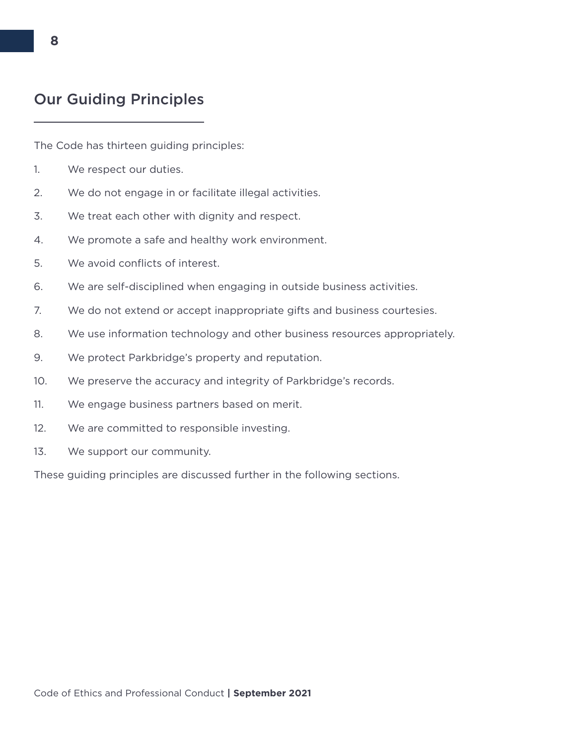## Our Guiding Principles

The Code has thirteen guiding principles:

1. We respect our duties.
2. We do not engage in or facilitate illegal activities.
3. We treat each other with dignity and respect.
4. We promote a safe and healthy work environment.
5. We avoid conflicts of interest.
6. We are self-disciplined when engaging in outside business activities.
7. We do not extend or accept inappropriate gifts and business courtesies.
8. We use information technology and other business resources appropriately.
9. We protect Parkbridge's property and reputation.
10. We preserve the accuracy and integrity of Parkbridge's records.
11. We engage business partners based on merit.
12. We are committed to responsible investing.
13. We support our community.

These guiding principles are discussed further in the following sections.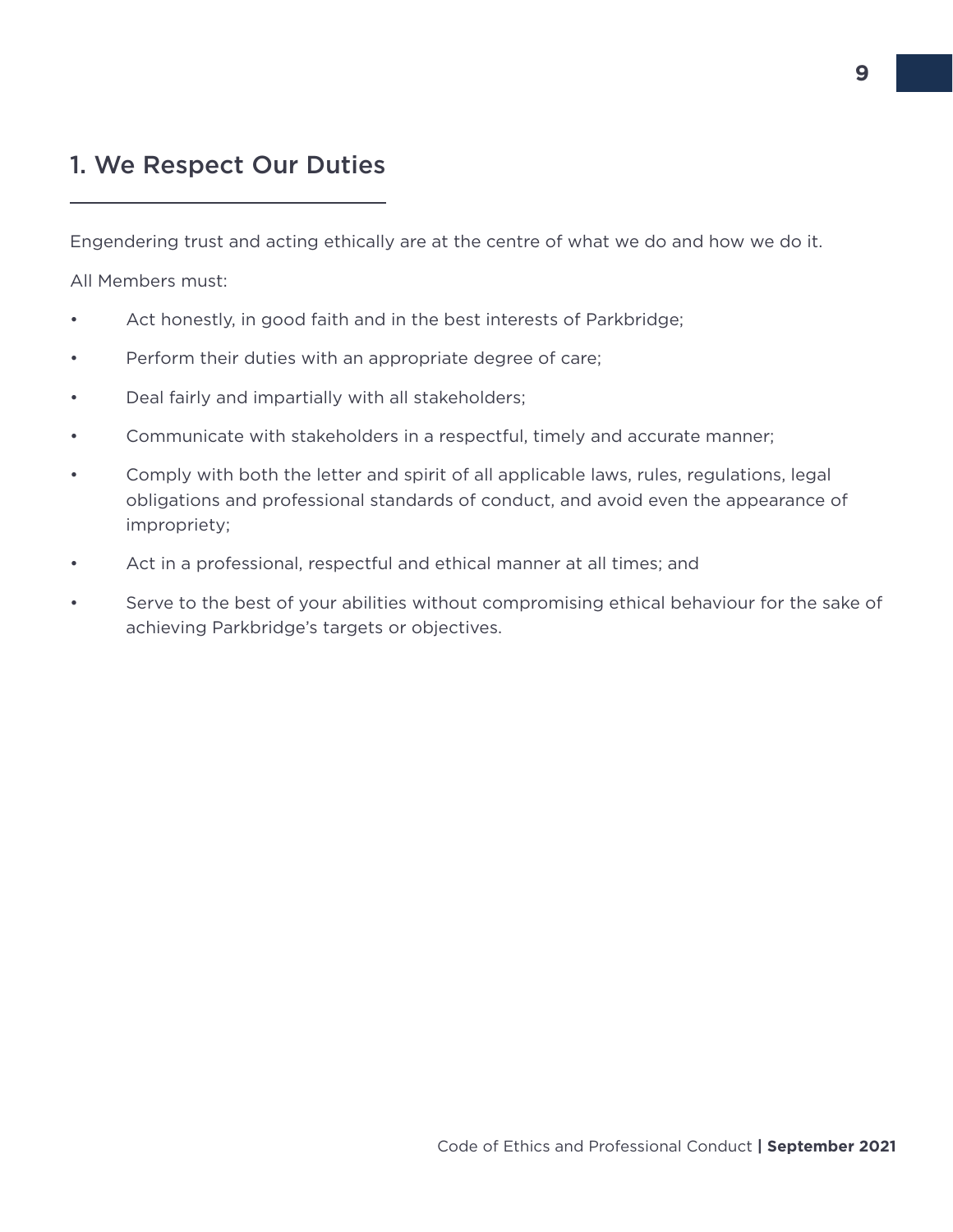## 1. We Respect Our Duties

Engendering trust and acting ethically are at the centre of what we do and how we do it.

All Members must:

- Act honestly, in good faith and in the best interests of Parkbridge;
- Perform their duties with an appropriate degree of care;
- Deal fairly and impartially with all stakeholders;
- Communicate with stakeholders in a respectful, timely and accurate manner;
- Comply with both the letter and spirit of all applicable laws, rules, regulations, legal obligations and professional standards of conduct, and avoid even the appearance of impropriety;
- Act in a professional, respectful and ethical manner at all times; and
- Serve to the best of your abilities without compromising ethical behaviour for the sake of achieving Parkbridge's targets or objectives.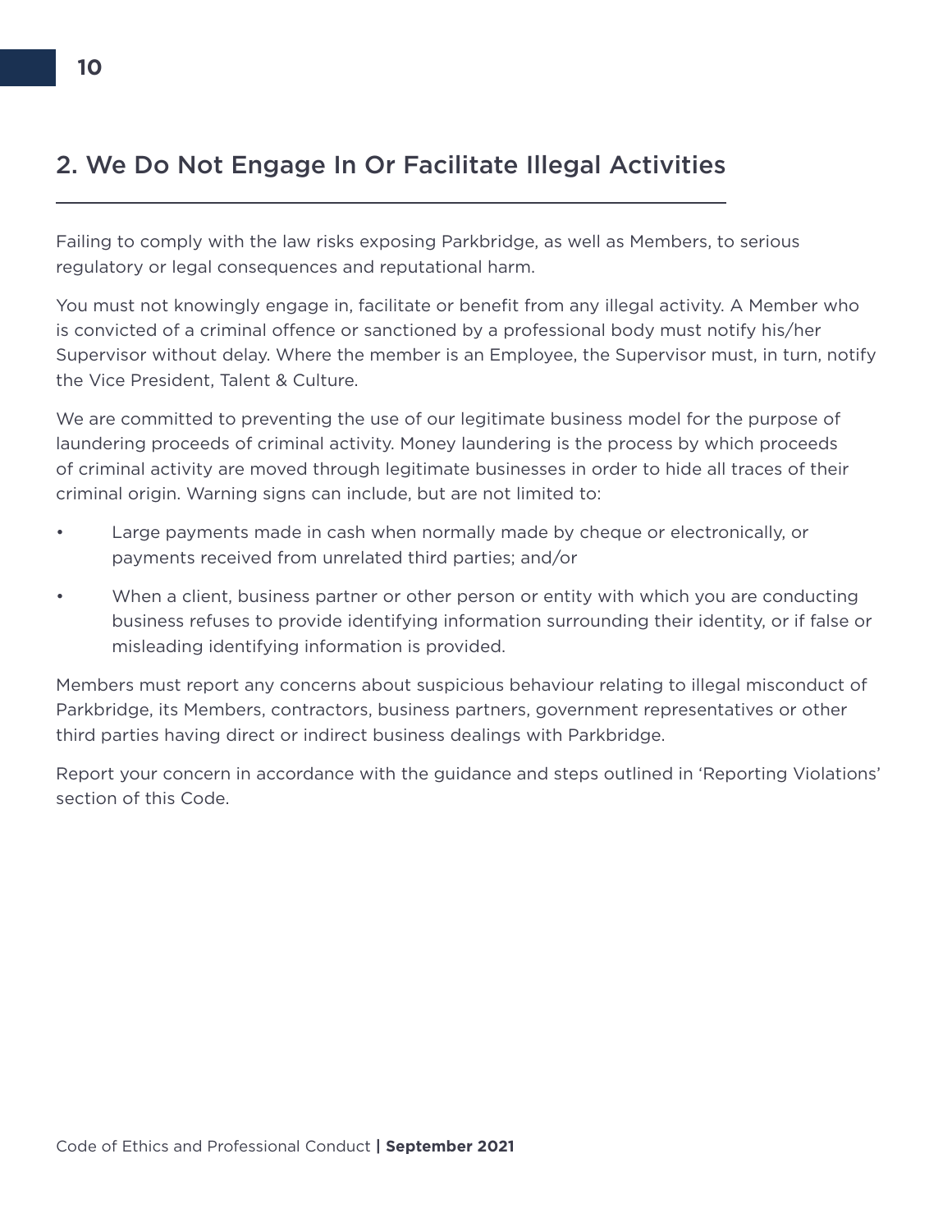## 2. We Do Not Engage In Or Facilitate Illegal Activities

Failing to comply with the law risks exposing Parkbridge, as well as Members, to serious regulatory or legal consequences and reputational harm.

You must not knowingly engage in, facilitate or benefit from any illegal activity. A Member who is convicted of a criminal offence or sanctioned by a professional body must notify his/her Supervisor without delay. Where the member is an Employee, the Supervisor must, in turn, notify the Vice President, Talent & Culture.

We are committed to preventing the use of our legitimate business model for the purpose of laundering proceeds of criminal activity. Money laundering is the process by which proceeds of criminal activity are moved through legitimate businesses in order to hide all traces of their criminal origin. Warning signs can include, but are not limited to:

- Large payments made in cash when normally made by cheque or electronically, or payments received from unrelated third parties; and/or
- When a client, business partner or other person or entity with which you are conducting business refuses to provide identifying information surrounding their identity, or if false or misleading identifying information is provided.

Members must report any concerns about suspicious behaviour relating to illegal misconduct of Parkbridge, its Members, contractors, business partners, government representatives or other third parties having direct or indirect business dealings with Parkbridge.

Report your concern in accordance with the guidance and steps outlined in 'Reporting Violations' section of this Code.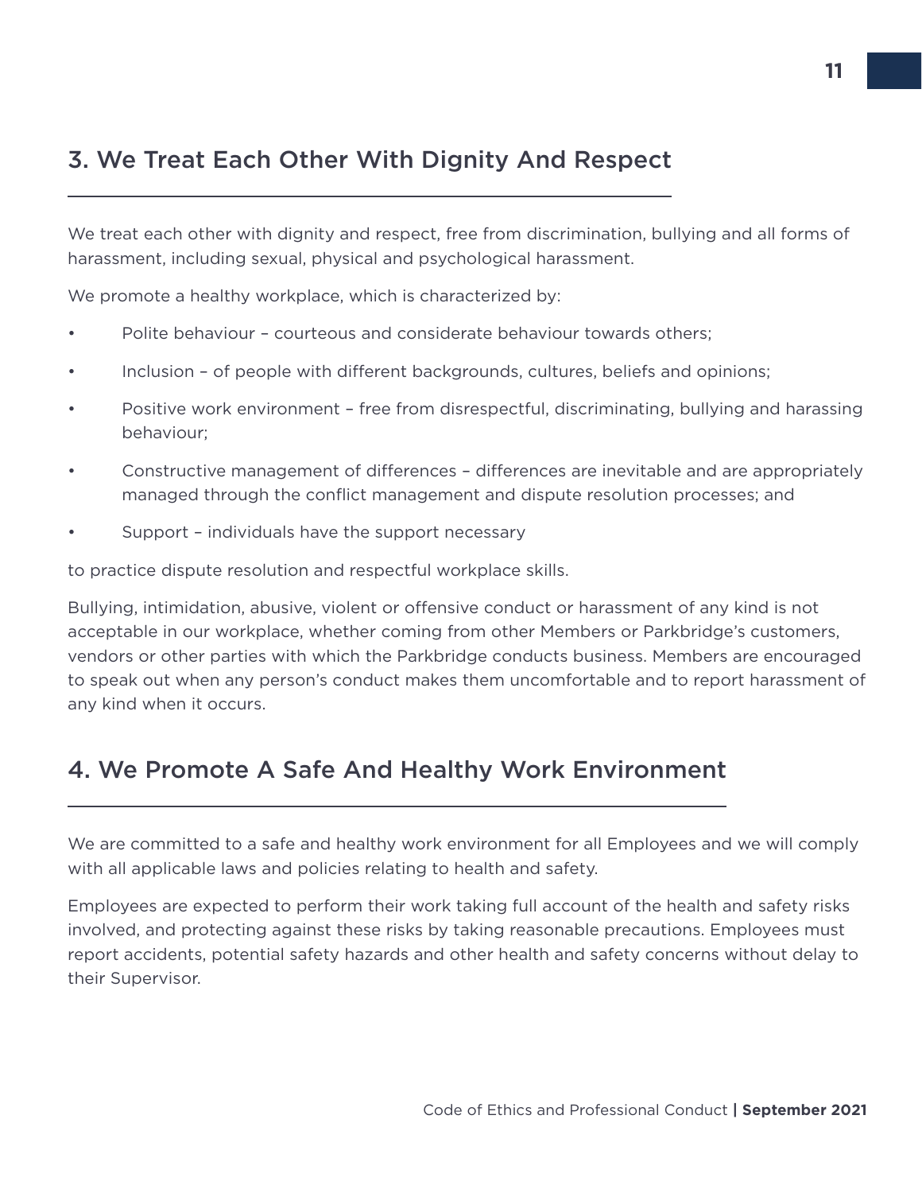## 3. We Treat Each Other With Dignity And Respect

We treat each other with dignity and respect, free from discrimination, bullying and all forms of harassment, including sexual, physical and psychological harassment.

We promote a healthy workplace, which is characterized by:

- Polite behaviour – courteous and considerate behaviour towards others;
- Inclusion – of people with different backgrounds, cultures, beliefs and opinions;
- Positive work environment – free from disrespectful, discriminating, bullying and harassing behaviour;
- Constructive management of differences – differences are inevitable and are appropriately managed through the conflict management and dispute resolution processes; and
- Support – individuals have the support necessary

to practice dispute resolution and respectful workplace skills.

Bullying, intimidation, abusive, violent or offensive conduct or harassment of any kind is not acceptable in our workplace, whether coming from other Members or Parkbridge's customers, vendors or other parties with which the Parkbridge conducts business. Members are encouraged to speak out when any person's conduct makes them uncomfortable and to report harassment of any kind when it occurs.

## 4. We Promote A Safe And Healthy Work Environment

We are committed to a safe and healthy work environment for all Employees and we will comply with all applicable laws and policies relating to health and safety.

Employees are expected to perform their work taking full account of the health and safety risks involved, and protecting against these risks by taking reasonable precautions. Employees must report accidents, potential safety hazards and other health and safety concerns without delay to their Supervisor.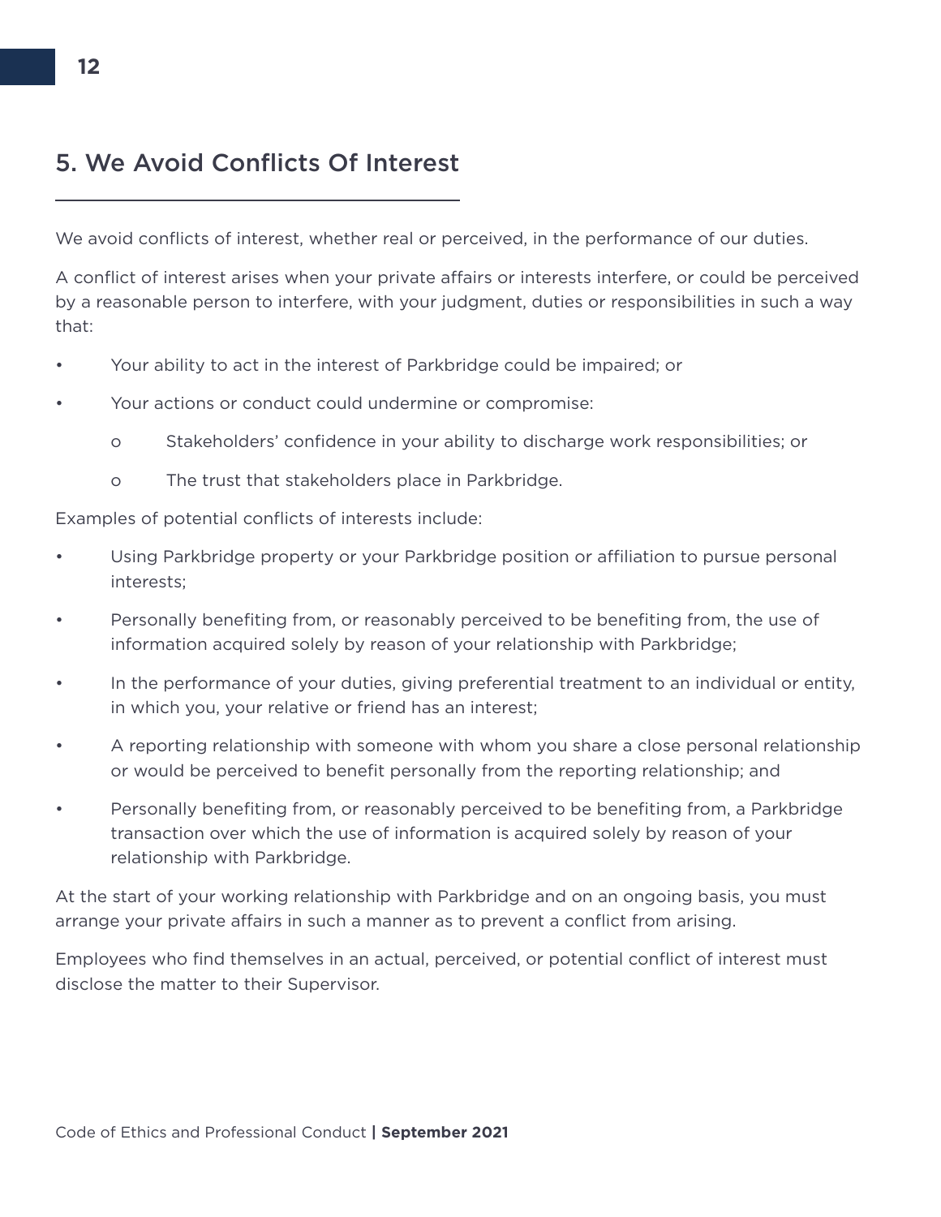## 5. We Avoid Conflicts Of Interest

We avoid conflicts of interest, whether real or perceived, in the performance of our duties.

A conflict of interest arises when your private affairs or interests interfere, or could be perceived by a reasonable person to interfere, with your judgment, duties or responsibilities in such a way that:

- Your ability to act in the interest of Parkbridge could be impaired; or
- Your actions or conduct could undermine or compromise:
  - Stakeholders' confidence in your ability to discharge work responsibilities; or
  - The trust that stakeholders place in Parkbridge.

Examples of potential conflicts of interests include:

- Using Parkbridge property or your Parkbridge position or affiliation to pursue personal interests;
- Personally benefiting from, or reasonably perceived to be benefiting from, the use of information acquired solely by reason of your relationship with Parkbridge;
- In the performance of your duties, giving preferential treatment to an individual or entity, in which you, your relative or friend has an interest;
- A reporting relationship with someone with whom you share a close personal relationship or would be perceived to benefit personally from the reporting relationship; and
- Personally benefiting from, or reasonably perceived to be benefiting from, a Parkbridge transaction over which the use of information is acquired solely by reason of your relationship with Parkbridge.

At the start of your working relationship with Parkbridge and on an ongoing basis, you must arrange your private affairs in such a manner as to prevent a conflict from arising.

Employees who find themselves in an actual, perceived, or potential conflict of interest must disclose the matter to their Supervisor.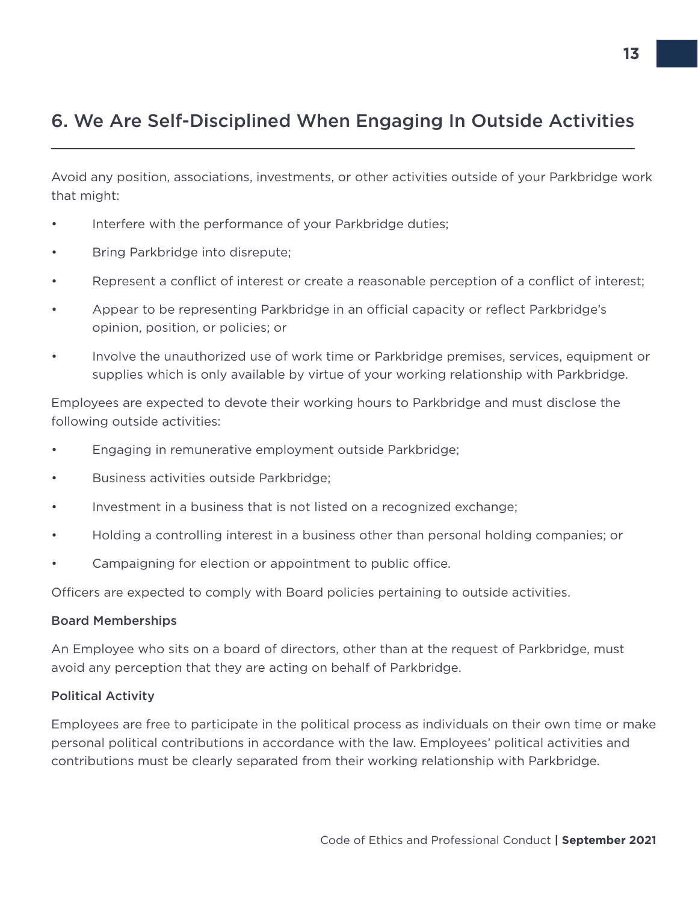## 6. We Are Self-Disciplined When Engaging In Outside Activities

Avoid any position, associations, investments, or other activities outside of your Parkbridge work that might:

- Interfere with the performance of your Parkbridge duties;
- Bring Parkbridge into disrepute;
- Represent a conflict of interest or create a reasonable perception of a conflict of interest;
- Appear to be representing Parkbridge in an official capacity or reflect Parkbridge's opinion, position, or policies; or
- Involve the unauthorized use of work time or Parkbridge premises, services, equipment or supplies which is only available by virtue of your working relationship with Parkbridge.

Employees are expected to devote their working hours to Parkbridge and must disclose the following outside activities:

- Engaging in remunerative employment outside Parkbridge;
- Business activities outside Parkbridge;
- Investment in a business that is not listed on a recognized exchange;
- Holding a controlling interest in a business other than personal holding companies; or
- Campaigning for election or appointment to public office.

Officers are expected to comply with Board policies pertaining to outside activities.

### Board Memberships

An Employee who sits on a board of directors, other than at the request of Parkbridge, must avoid any perception that they are acting on behalf of Parkbridge.

### Political Activity

Employees are free to participate in the political process as individuals on their own time or make personal political contributions in accordance with the law. Employees' political activities and contributions must be clearly separated from their working relationship with Parkbridge.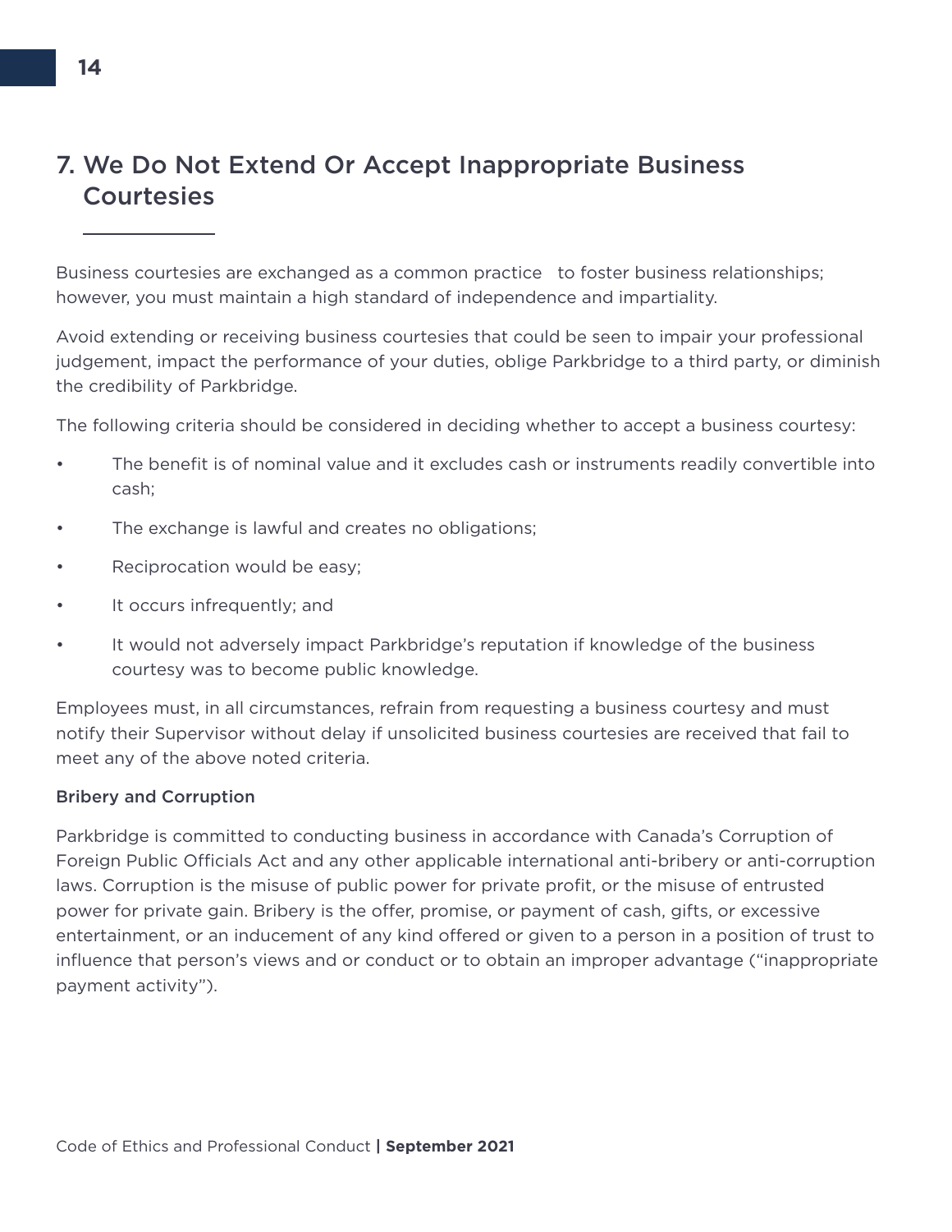## 7. We Do Not Extend Or Accept Inappropriate Business Courtesies

Business courtesies are exchanged as a common practice to foster business relationships; however, you must maintain a high standard of independence and impartiality.

Avoid extending or receiving business courtesies that could be seen to impair your professional judgement, impact the performance of your duties, oblige Parkbridge to a third party, or diminish the credibility of Parkbridge.

The following criteria should be considered in deciding whether to accept a business courtesy:

- The benefit is of nominal value and it excludes cash or instruments readily convertible into cash;
- The exchange is lawful and creates no obligations;
- Reciprocation would be easy;
- It occurs infrequently; and
- It would not adversely impact Parkbridge's reputation if knowledge of the business courtesy was to become public knowledge.

Employees must, in all circumstances, refrain from requesting a business courtesy and must notify their Supervisor without delay if unsolicited business courtesies are received that fail to meet any of the above noted criteria.

### Bribery and Corruption

Parkbridge is committed to conducting business in accordance with Canada's Corruption of Foreign Public Officials Act and any other applicable international anti-bribery or anti-corruption laws. Corruption is the misuse of public power for private profit, or the misuse of entrusted power for private gain. Bribery is the offer, promise, or payment of cash, gifts, or excessive entertainment, or an inducement of any kind offered or given to a person in a position of trust to influence that person's views and or conduct or to obtain an improper advantage ("inappropriate payment activity").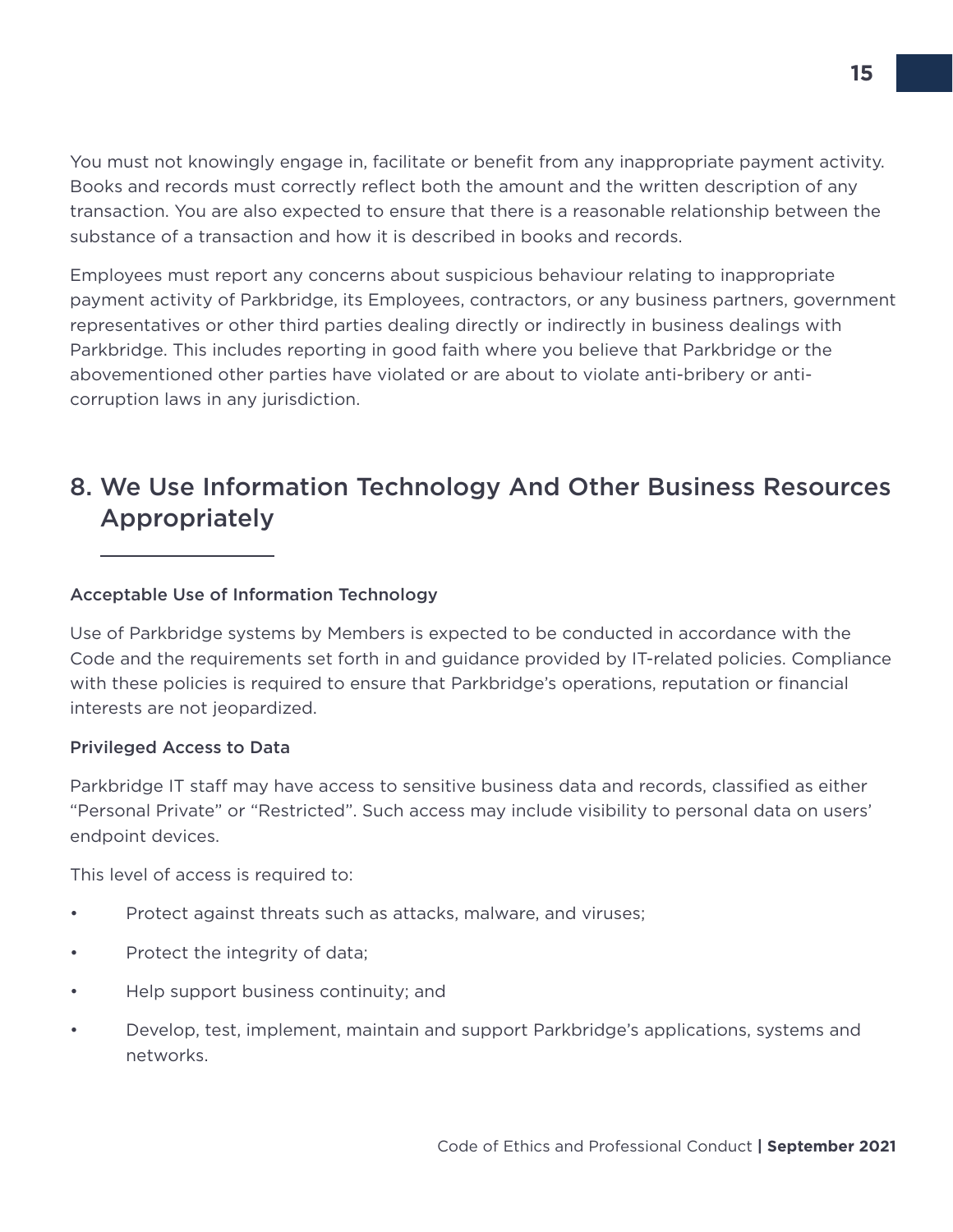You must not knowingly engage in, facilitate or benefit from any inappropriate payment activity. Books and records must correctly reflect both the amount and the written description of any transaction. You are also expected to ensure that there is a reasonable relationship between the substance of a transaction and how it is described in books and records.

Employees must report any concerns about suspicious behaviour relating to inappropriate payment activity of Parkbridge, its Employees, contractors, or any business partners, government representatives or other third parties dealing directly or indirectly in business dealings with Parkbridge. This includes reporting in good faith where you believe that Parkbridge or the abovementioned other parties have violated or are about to violate anti-bribery or anti-corruption laws in any jurisdiction.

## 8. We Use Information Technology And Other Business Resources Appropriately

### Acceptable Use of Information Technology

Use of Parkbridge systems by Members is expected to be conducted in accordance with the Code and the requirements set forth in and guidance provided by IT-related policies. Compliance with these policies is required to ensure that Parkbridge's operations, reputation or financial interests are not jeopardized.

### Privileged Access to Data

Parkbridge IT staff may have access to sensitive business data and records, classified as either "Personal Private" or "Restricted". Such access may include visibility to personal data on users' endpoint devices.

This level of access is required to:

- Protect against threats such as attacks, malware, and viruses;
- Protect the integrity of data;
- Help support business continuity; and
- Develop, test, implement, maintain and support Parkbridge's applications, systems and networks.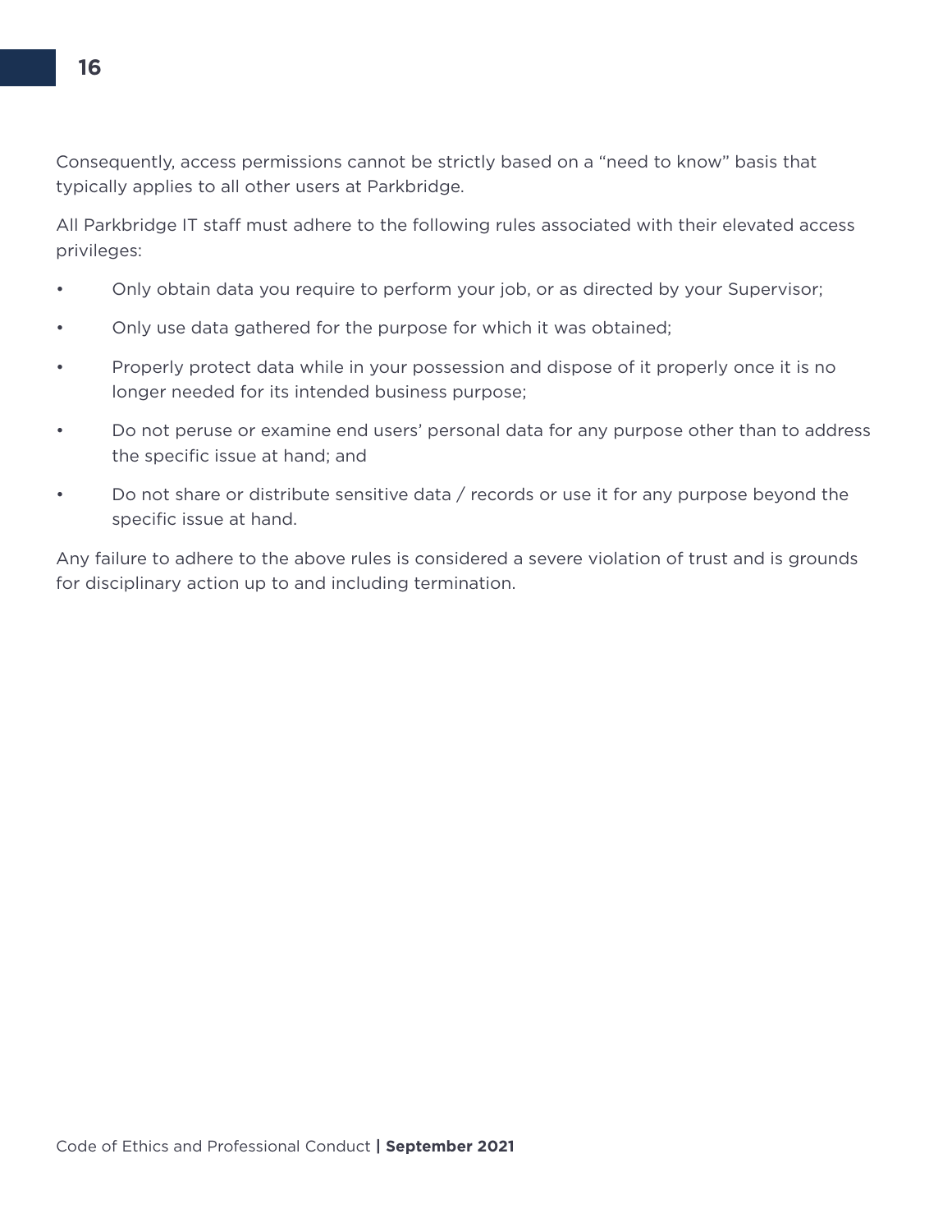Consequently, access permissions cannot be strictly based on a “need to know” basis that typically applies to all other users at Parkbridge.

All Parkbridge IT staff must adhere to the following rules associated with their elevated access privileges:

- Only obtain data you require to perform your job, or as directed by your Supervisor;
- Only use data gathered for the purpose for which it was obtained;
- Properly protect data while in your possession and dispose of it properly once it is no longer needed for its intended business purpose;
- Do not peruse or examine end users’ personal data for any purpose other than to address the specific issue at hand; and
- Do not share or distribute sensitive data / records or use it for any purpose beyond the specific issue at hand.

Any failure to adhere to the above rules is considered a severe violation of trust and is grounds for disciplinary action up to and including termination.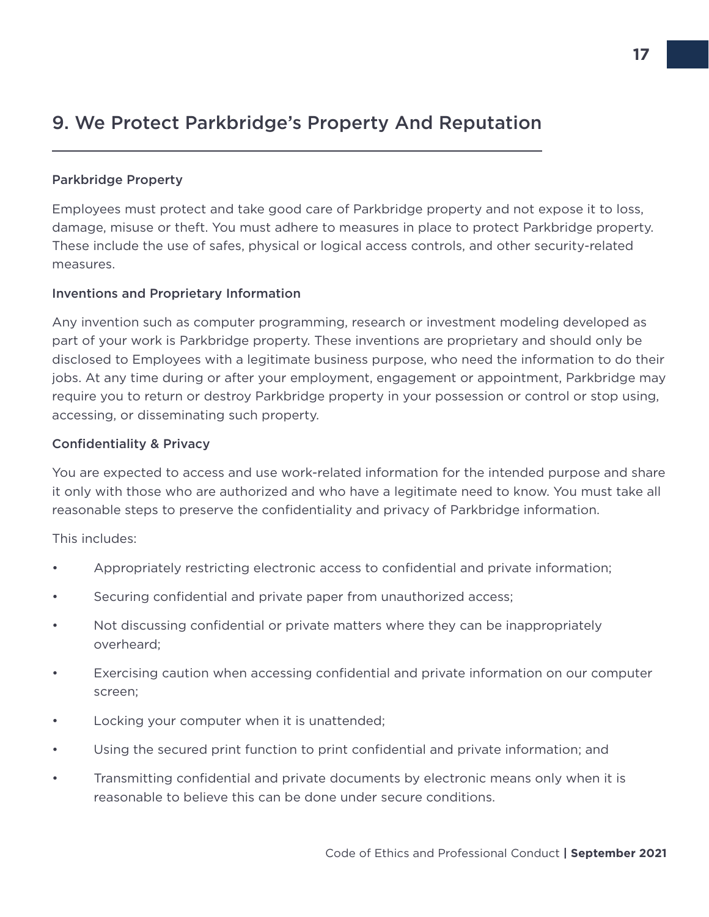# 9. We Protect Parkbridge's Property And Reputation

### Parkbridge Property

Employees must protect and take good care of Parkbridge property and not expose it to loss, damage, misuse or theft. You must adhere to measures in place to protect Parkbridge property. These include the use of safes, physical or logical access controls, and other security-related measures.

### Inventions and Proprietary Information

Any invention such as computer programming, research or investment modeling developed as part of your work is Parkbridge property. These inventions are proprietary and should only be disclosed to Employees with a legitimate business purpose, who need the information to do their jobs. At any time during or after your employment, engagement or appointment, Parkbridge may require you to return or destroy Parkbridge property in your possession or control or stop using, accessing, or disseminating such property.

### Confidentiality & Privacy

You are expected to access and use work-related information for the intended purpose and share it only with those who are authorized and who have a legitimate need to know. You must take all reasonable steps to preserve the confidentiality and privacy of Parkbridge information.

This includes:

- Appropriately restricting electronic access to confidential and private information;
- Securing confidential and private paper from unauthorized access;
- Not discussing confidential or private matters where they can be inappropriately overheard;
- Exercising caution when accessing confidential and private information on our computer screen;
- Locking your computer when it is unattended;
- Using the secured print function to print confidential and private information; and
- Transmitting confidential and private documents by electronic means only when it is reasonable to believe this can be done under secure conditions.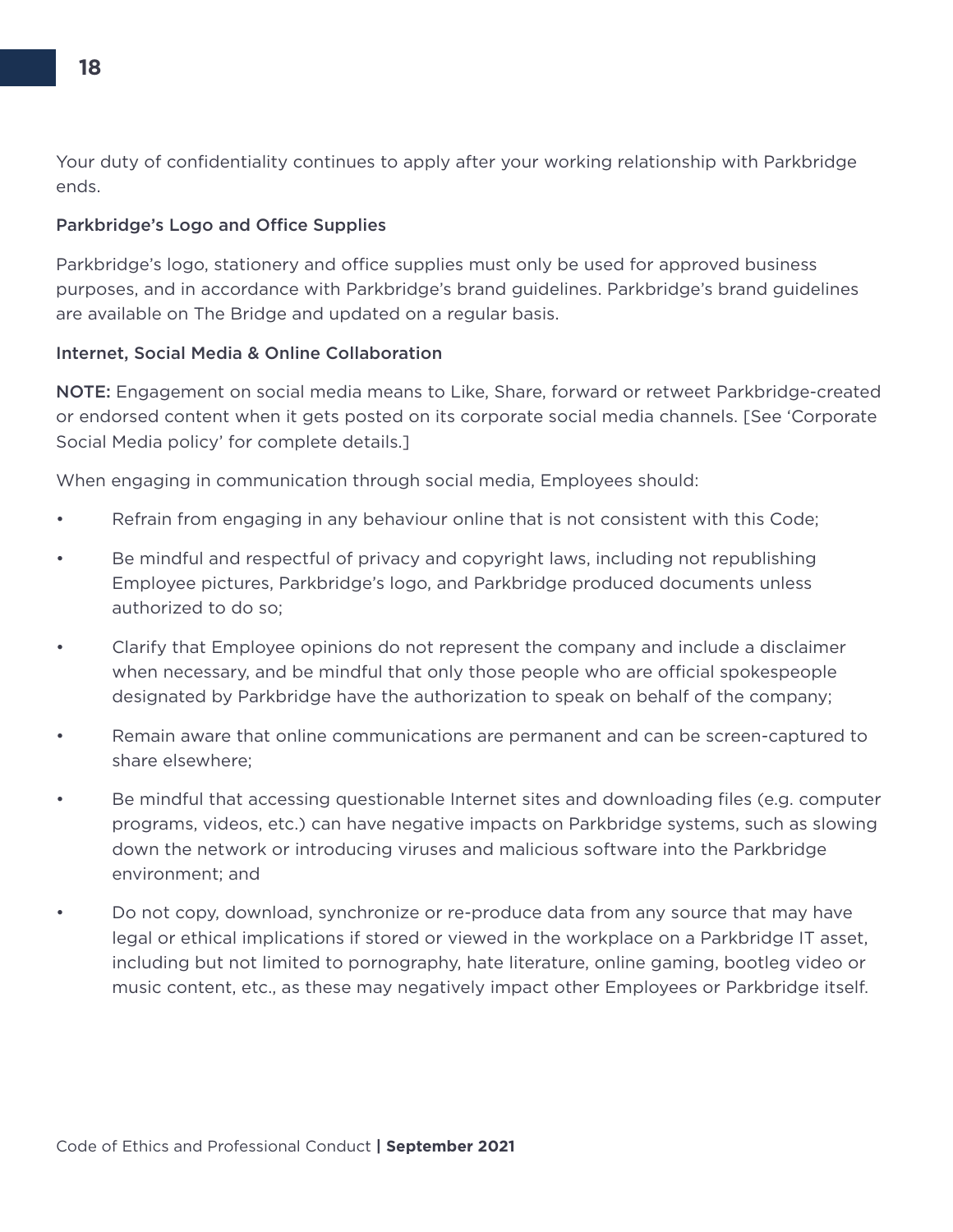Your duty of confidentiality continues to apply after your working relationship with Parkbridge ends.

### Parkbridge's Logo and Office Supplies

Parkbridge's logo, stationery and office supplies must only be used for approved business purposes, and in accordance with Parkbridge's brand guidelines. Parkbridge's brand guidelines are available on The Bridge and updated on a regular basis.

### Internet, Social Media & Online Collaboration

**NOTE:** Engagement on social media means to Like, Share, forward or retweet Parkbridge-created or endorsed content when it gets posted on its corporate social media channels. [See 'Corporate Social Media policy' for complete details.]

When engaging in communication through social media, Employees should:

- Refrain from engaging in any behaviour online that is not consistent with this Code;
- Be mindful and respectful of privacy and copyright laws, including not republishing Employee pictures, Parkbridge's logo, and Parkbridge produced documents unless authorized to do so;
- Clarify that Employee opinions do not represent the company and include a disclaimer when necessary, and be mindful that only those people who are official spokespeople designated by Parkbridge have the authorization to speak on behalf of the company;
- Remain aware that online communications are permanent and can be screen-captured to share elsewhere;
- Be mindful that accessing questionable Internet sites and downloading files (e.g. computer programs, videos, etc.) can have negative impacts on Parkbridge systems, such as slowing down the network or introducing viruses and malicious software into the Parkbridge environment; and
- Do not copy, download, synchronize or re-produce data from any source that may have legal or ethical implications if stored or viewed in the workplace on a Parkbridge IT asset, including but not limited to pornography, hate literature, online gaming, bootleg video or music content, etc., as these may negatively impact other Employees or Parkbridge itself.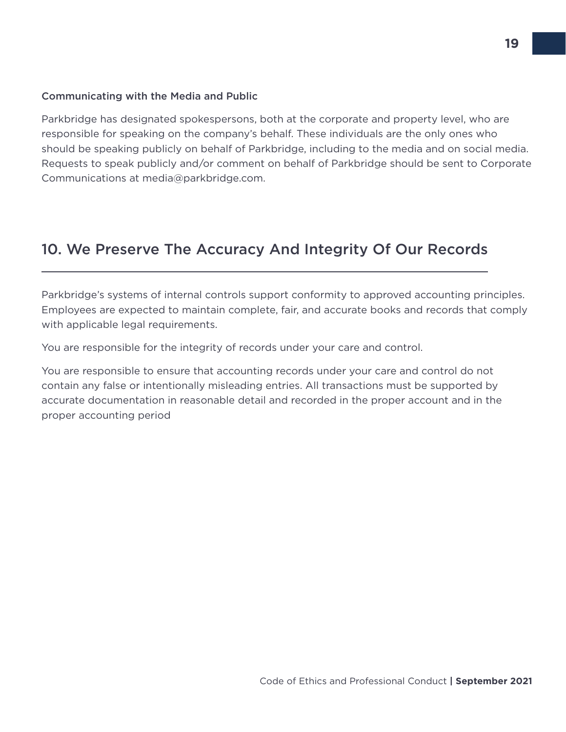### Communicating with the Media and Public

Parkbridge has designated spokespersons, both at the corporate and property level, who are responsible for speaking on the company's behalf. These individuals are the only ones who should be speaking publicly on behalf of Parkbridge, including to the media and on social media. Requests to speak publicly and/or comment on behalf of Parkbridge should be sent to Corporate Communications at media@parkbridge.com.

## 10. We Preserve The Accuracy And Integrity Of Our Records

Parkbridge's systems of internal controls support conformity to approved accounting principles. Employees are expected to maintain complete, fair, and accurate books and records that comply with applicable legal requirements.

You are responsible for the integrity of records under your care and control.

You are responsible to ensure that accounting records under your care and control do not contain any false or intentionally misleading entries. All transactions must be supported by accurate documentation in reasonable detail and recorded in the proper account and in the proper accounting period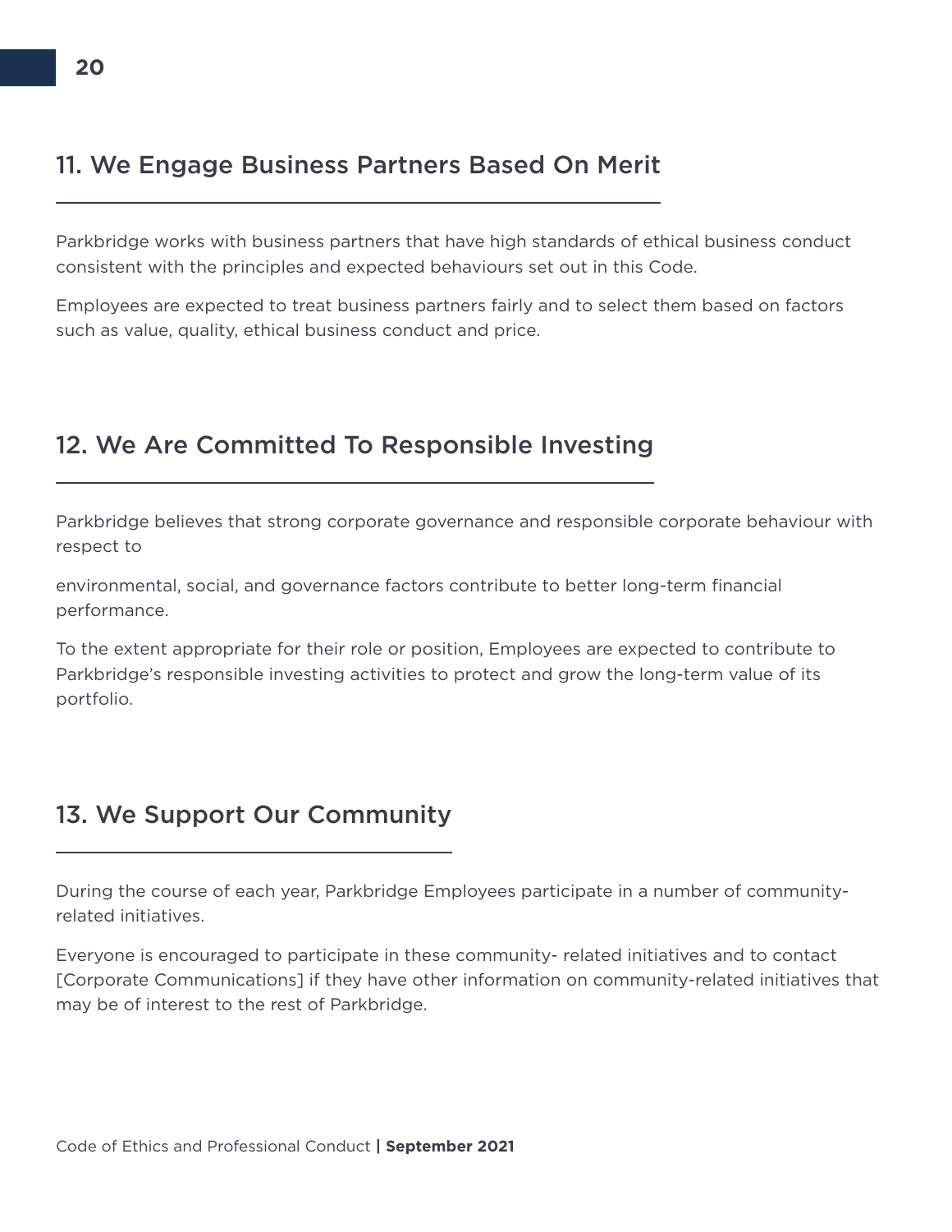## 11. We Engage Business Partners Based On Merit

Parkbridge works with business partners that have high standards of ethical business conduct consistent with the principles and expected behaviours set out in this Code.

Employees are expected to treat business partners fairly and to select them based on factors such as value, quality, ethical business conduct and price.

## 12. We Are Committed To Responsible Investing

Parkbridge believes that strong corporate governance and responsible corporate behaviour with respect to

environmental, social, and governance factors contribute to better long-term financial performance.

To the extent appropriate for their role or position, Employees are expected to contribute to Parkbridge's responsible investing activities to protect and grow the long-term value of its portfolio.

## 13. We Support Our Community

During the course of each year, Parkbridge Employees participate in a number of community-related initiatives.

Everyone is encouraged to participate in these community- related initiatives and to contact [Corporate Communications] if they have other information on community-related initiatives that may be of interest to the rest of Parkbridge.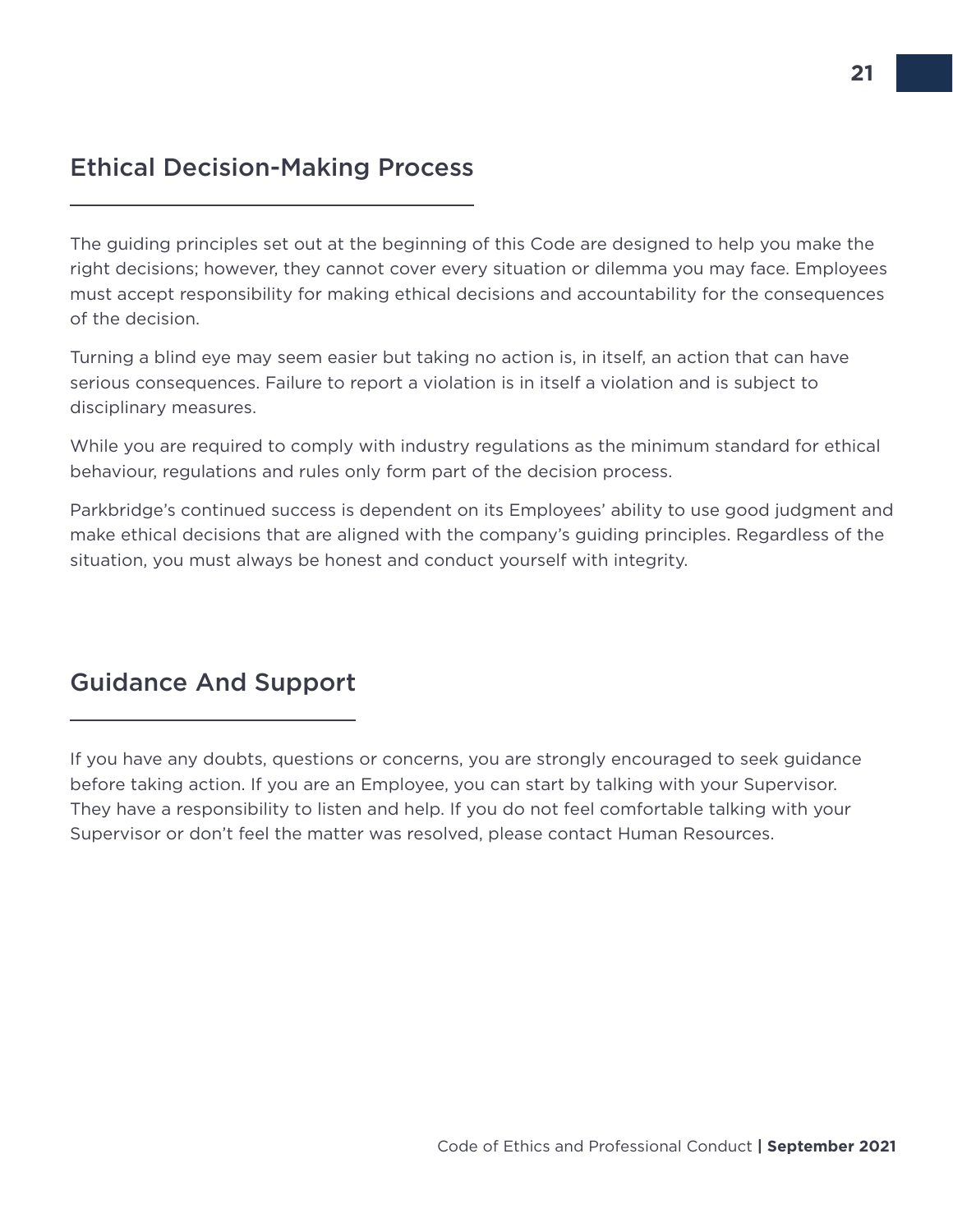## Ethical Decision-Making Process

The guiding principles set out at the beginning of this Code are designed to help you make the right decisions; however, they cannot cover every situation or dilemma you may face. Employees must accept responsibility for making ethical decisions and accountability for the consequences of the decision.

Turning a blind eye may seem easier but taking no action is, in itself, an action that can have serious consequences. Failure to report a violation is in itself a violation and is subject to disciplinary measures.

While you are required to comply with industry regulations as the minimum standard for ethical behaviour, regulations and rules only form part of the decision process.

Parkbridge's continued success is dependent on its Employees' ability to use good judgment and make ethical decisions that are aligned with the company's guiding principles. Regardless of the situation, you must always be honest and conduct yourself with integrity.

## Guidance And Support

If you have any doubts, questions or concerns, you are strongly encouraged to seek guidance before taking action. If you are an Employee, you can start by talking with your Supervisor. They have a responsibility to listen and help. If you do not feel comfortable talking with your Supervisor or don't feel the matter was resolved, please contact Human Resources.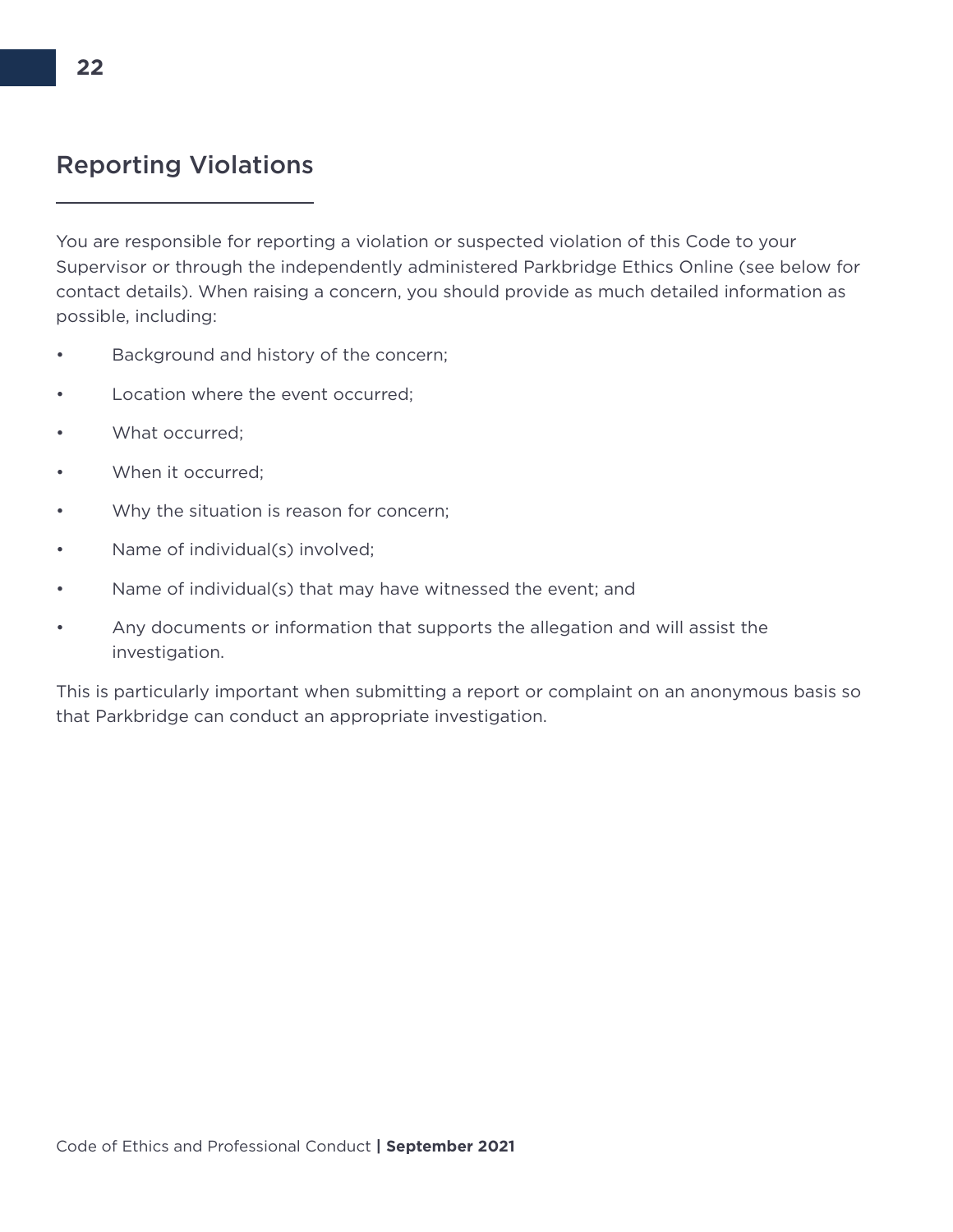## Reporting Violations

You are responsible for reporting a violation or suspected violation of this Code to your Supervisor or through the independently administered Parkbridge Ethics Online (see below for contact details). When raising a concern, you should provide as much detailed information as possible, including:

- Background and history of the concern;
- Location where the event occurred;
- What occurred;
- When it occurred;
- Why the situation is reason for concern;
- Name of individual(s) involved;
- Name of individual(s) that may have witnessed the event; and
- Any documents or information that supports the allegation and will assist the investigation.

This is particularly important when submitting a report or complaint on an anonymous basis so that Parkbridge can conduct an appropriate investigation.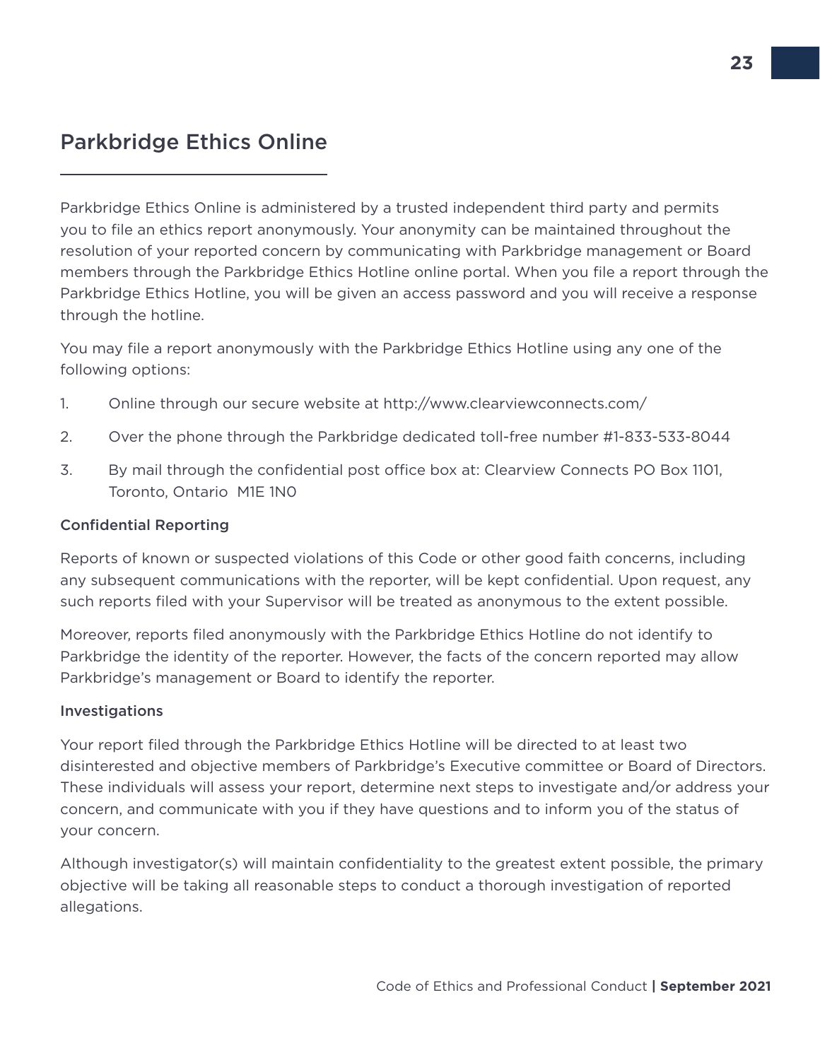## Parkbridge Ethics Online

Parkbridge Ethics Online is administered by a trusted independent third party and permits you to file an ethics report anonymously. Your anonymity can be maintained throughout the resolution of your reported concern by communicating with Parkbridge management or Board members through the Parkbridge Ethics Hotline online portal. When you file a report through the Parkbridge Ethics Hotline, you will be given an access password and you will receive a response through the hotline.

You may file a report anonymously with the Parkbridge Ethics Hotline using any one of the following options:

1. Online through our secure website at http://www.clearviewconnects.com/
2. Over the phone through the Parkbridge dedicated toll-free number #1-833-533-8044
3. By mail through the confidential post office box at: Clearview Connects PO Box 1101, Toronto, Ontario M1E 1N0

### Confidential Reporting

Reports of known or suspected violations of this Code or other good faith concerns, including any subsequent communications with the reporter, will be kept confidential. Upon request, any such reports filed with your Supervisor will be treated as anonymous to the extent possible.

Moreover, reports filed anonymously with the Parkbridge Ethics Hotline do not identify to Parkbridge the identity of the reporter. However, the facts of the concern reported may allow Parkbridge's management or Board to identify the reporter.

### Investigations

Your report filed through the Parkbridge Ethics Hotline will be directed to at least two disinterested and objective members of Parkbridge's Executive committee or Board of Directors. These individuals will assess your report, determine next steps to investigate and/or address your concern, and communicate with you if they have questions and to inform you of the status of your concern.

Although investigator(s) will maintain confidentiality to the greatest extent possible, the primary objective will be taking all reasonable steps to conduct a thorough investigation of reported allegations.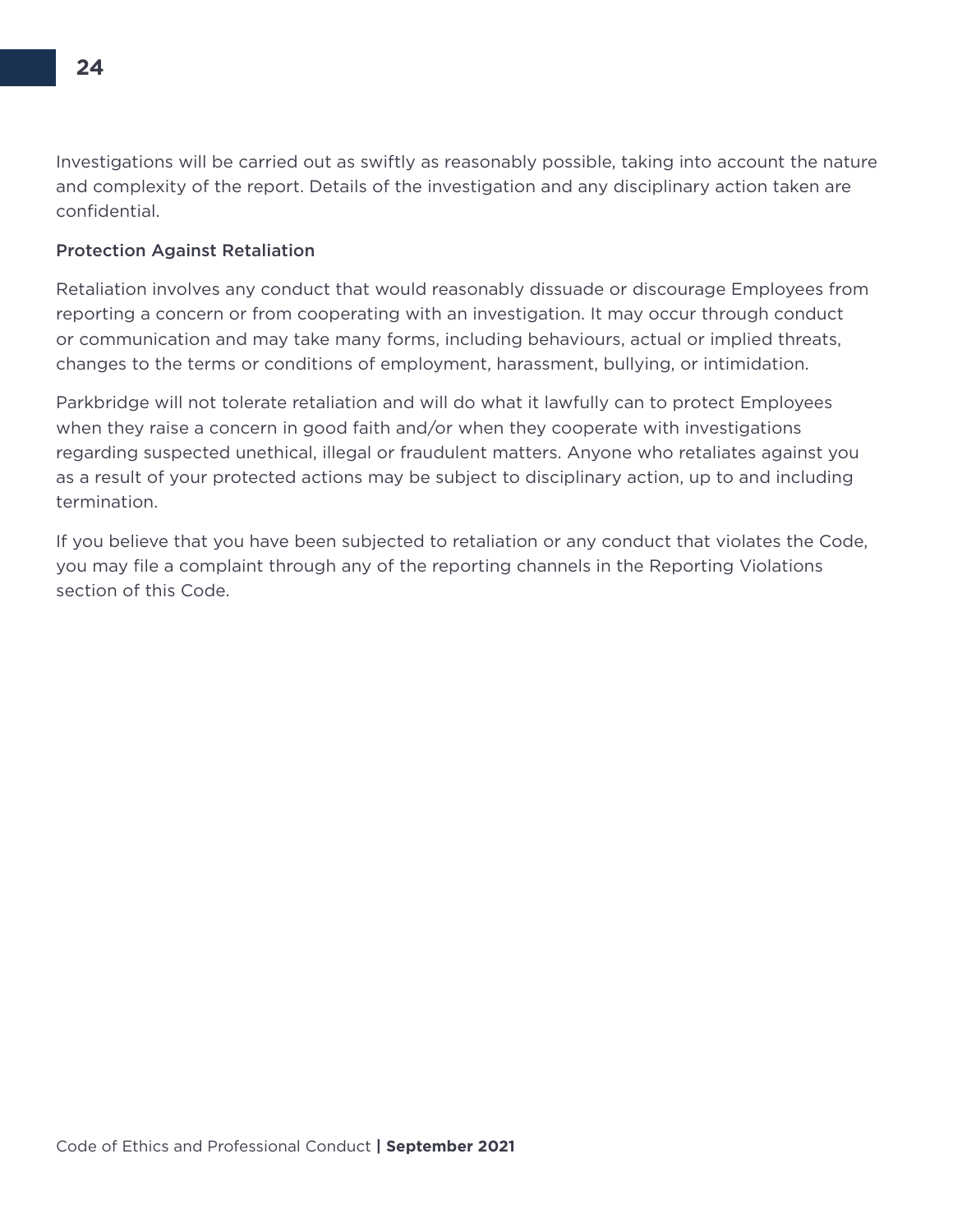Investigations will be carried out as swiftly as reasonably possible, taking into account the nature and complexity of the report. Details of the investigation and any disciplinary action taken are confidential.

### Protection Against Retaliation

Retaliation involves any conduct that would reasonably dissuade or discourage Employees from reporting a concern or from cooperating with an investigation. It may occur through conduct or communication and may take many forms, including behaviours, actual or implied threats, changes to the terms or conditions of employment, harassment, bullying, or intimidation.

Parkbridge will not tolerate retaliation and will do what it lawfully can to protect Employees when they raise a concern in good faith and/or when they cooperate with investigations regarding suspected unethical, illegal or fraudulent matters. Anyone who retaliates against you as a result of your protected actions may be subject to disciplinary action, up to and including termination.

If you believe that you have been subjected to retaliation or any conduct that violates the Code, you may file a complaint through any of the reporting channels in the Reporting Violations section of this Code.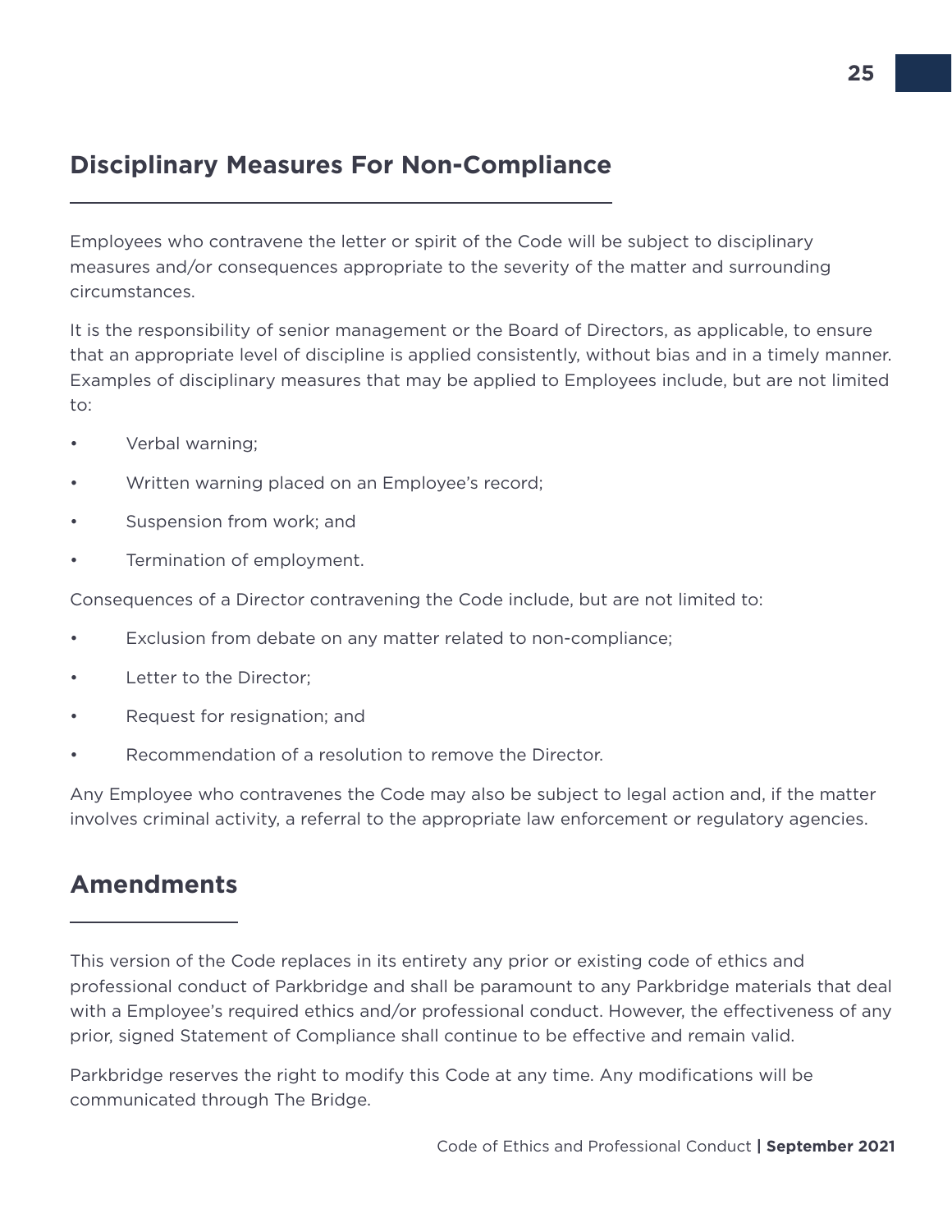## Disciplinary Measures For Non-Compliance

Employees who contravene the letter or spirit of the Code will be subject to disciplinary measures and/or consequences appropriate to the severity of the matter and surrounding circumstances.

It is the responsibility of senior management or the Board of Directors, as applicable, to ensure that an appropriate level of discipline is applied consistently, without bias and in a timely manner. Examples of disciplinary measures that may be applied to Employees include, but are not limited to:

- Verbal warning;
- Written warning placed on an Employee's record;
- Suspension from work; and
- Termination of employment.

Consequences of a Director contravening the Code include, but are not limited to:

- Exclusion from debate on any matter related to non-compliance;
- Letter to the Director;
- Request for resignation; and
- Recommendation of a resolution to remove the Director.

Any Employee who contravenes the Code may also be subject to legal action and, if the matter involves criminal activity, a referral to the appropriate law enforcement or regulatory agencies.

## Amendments

This version of the Code replaces in its entirety any prior or existing code of ethics and professional conduct of Parkbridge and shall be paramount to any Parkbridge materials that deal with a Employee's required ethics and/or professional conduct. However, the effectiveness of any prior, signed Statement of Compliance shall continue to be effective and remain valid.

Parkbridge reserves the right to modify this Code at any time. Any modifications will be communicated through The Bridge.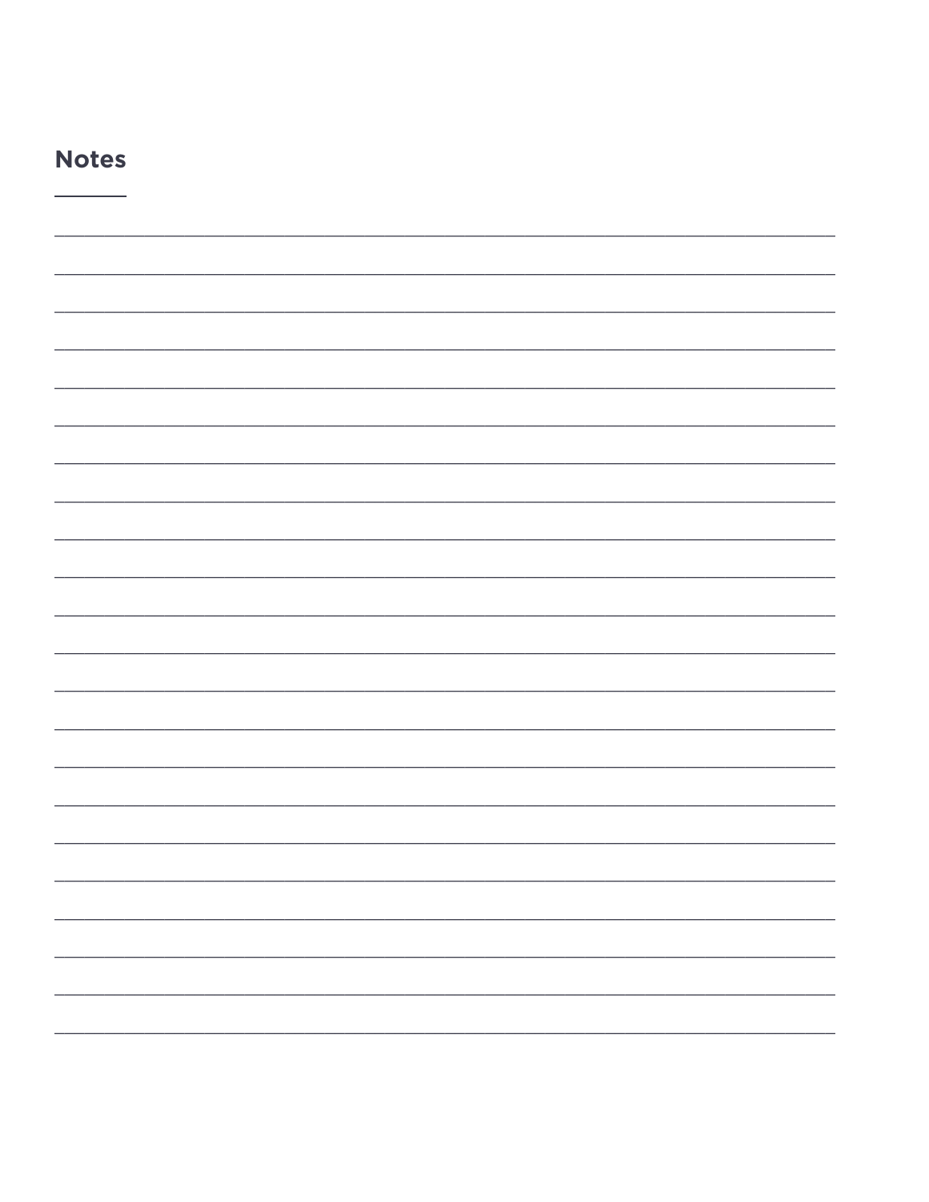## Notes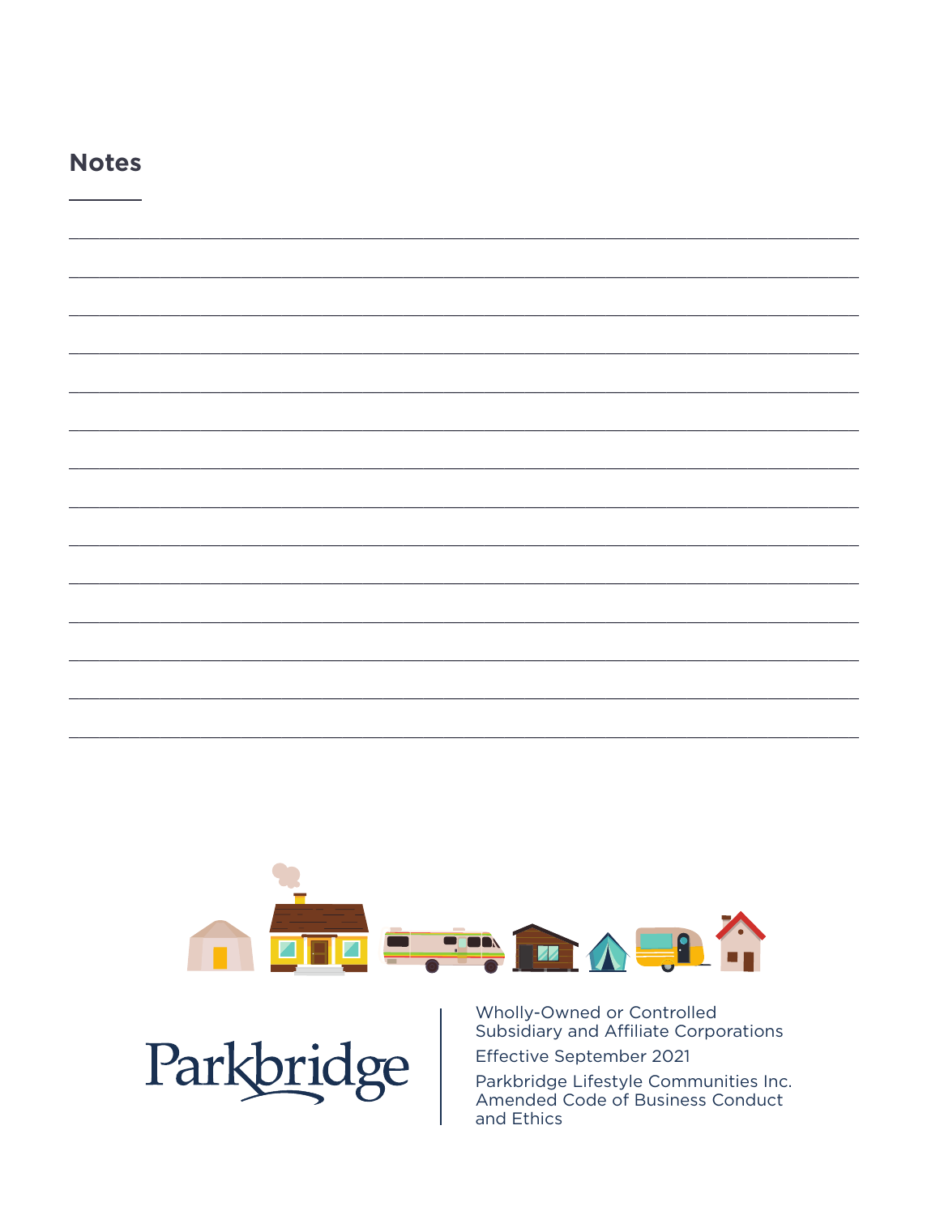## Notes

Parkbridge

Wholly-Owned or Controlled Subsidiary and Affiliate Corporations

Effective September 2021

Parkbridge Lifestyle Communities Inc. Amended Code of Business Conduct and Ethics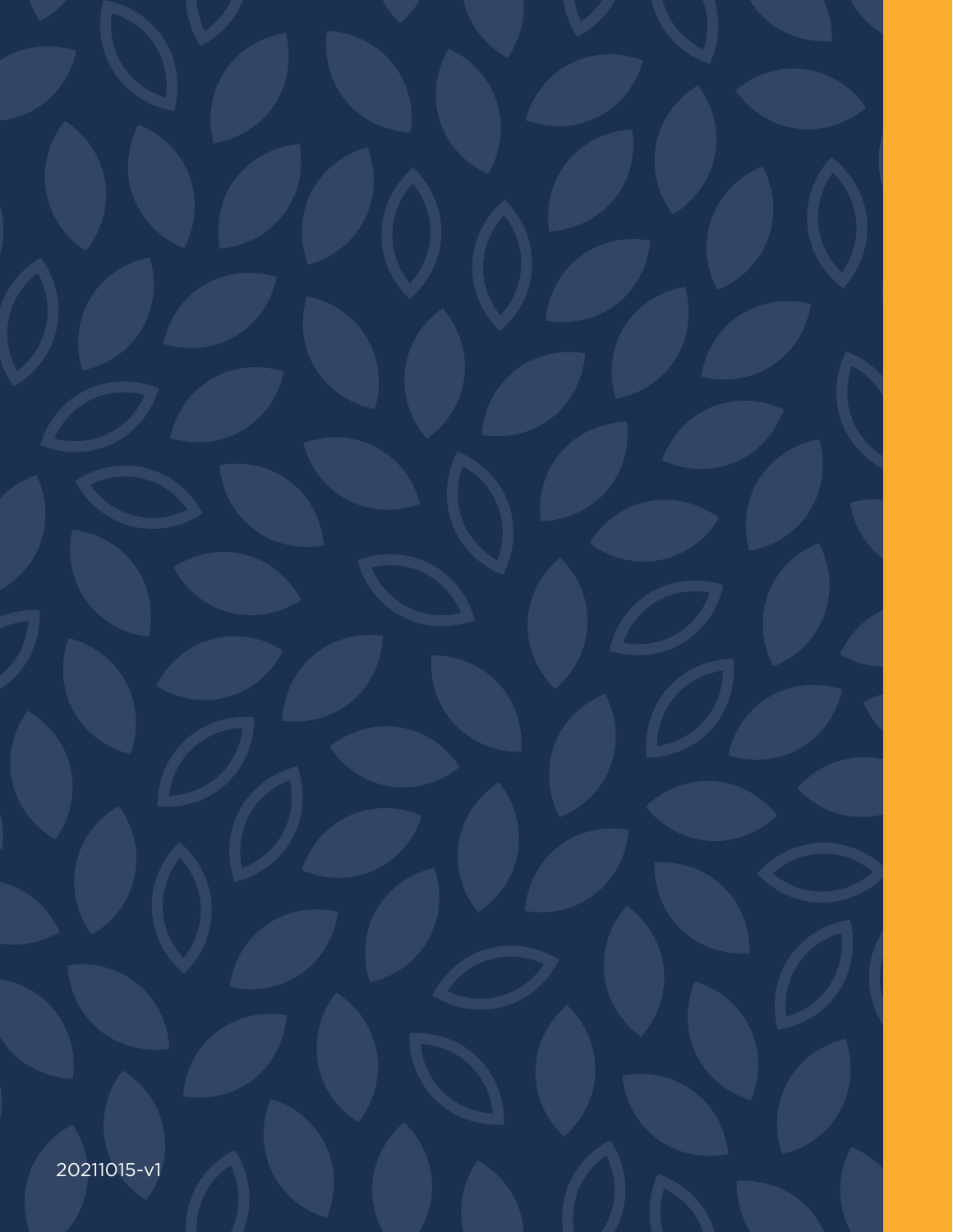20211015-v1